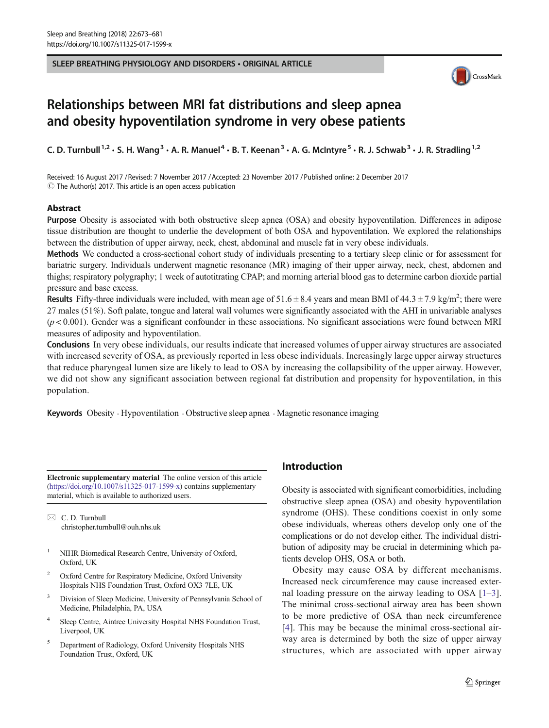SLEEP BREATHING PHYSIOLOGY AND DISORDERS • ORIGINAL ARTICLE

# Relationships between MRI fat distributions and sleep apnea and obesity hypoventilation syndrome in very obese patients

C. D. Turnbull[1,2] • S. H. Wang[3] • A. R. Manuel[4] • B. T. Keenan[3] • A. G. McIntyre[5] • R. J. Schwab[3] • J. R. Stradling[1,2]

Received: 16 August 2017 / Revised: 7 November 2017 / Accepted: 23 November 2017 / Published online: 2 December 2017
© The Author(s) 2017. This article is an open access publication

## Abstract

**Purpose** Obesity is associated with both obstructive sleep apnea (OSA) and obesity hypoventilation. Differences in adipose tissue distribution are thought to underlie the development of both OSA and hypoventilation. We explored the relationships between the distribution of upper airway, neck, chest, abdominal and muscle fat in very obese individuals.

**Methods** We conducted a cross-sectional cohort study of individuals presenting to a tertiary sleep clinic or for assessment for bariatric surgery. Individuals underwent magnetic resonance (MR) imaging of their upper airway, neck, chest, abdomen and thighs; respiratory polygraphy; 1 week of autotitrating CPAP; and morning arterial blood gas to determine carbon dioxide partial pressure and base excess.

**Results** Fifty-three individuals were included, with mean age of 51.6 ± 8.4 years and mean BMI of 44.3 ± 7.9 kg/m$^2$; there were 27 males (51%). Soft palate, tongue and lateral wall volumes were significantly associated with the AHI in univariable analyses ($p < 0.001$). Gender was a significant confounder in these associations. No significant associations were found between MRI measures of adiposity and hypoventilation.

**Conclusions** In very obese individuals, our results indicate that increased volumes of upper airway structures are associated with increased severity of OSA, as previously reported in less obese individuals. Increasingly large upper airway structures that reduce pharyngeal lumen size are likely to lead to OSA by increasing the collapsibility of the upper airway. However, we did not show any significant association between regional fat distribution and propensity for hypoventilation, in this population.

**Keywords** Obesity · Hypoventilation · Obstructive sleep apnea · Magnetic resonance imaging

**Electronic supplementary material** The online version of this article (https://doi.org/10.1007/s11325-017-1599-x) contains supplementary material, which is available to authorized users.

✉ C. D. Turnbull
christopher.turnbull@ouh.nhs.uk

[1] NIHR Biomedical Research Centre, University of Oxford, Oxford, UK

[2] Oxford Centre for Respiratory Medicine, Oxford University Hospitals NHS Foundation Trust, Oxford OX3 7LE, UK

[3] Division of Sleep Medicine, University of Pennsylvania School of Medicine, Philadelphia, PA, USA

[4] Sleep Centre, Aintree University Hospital NHS Foundation Trust, Liverpool, UK

[5] Department of Radiology, Oxford University Hospitals NHS Foundation Trust, Oxford, UK

## Introduction

Obesity is associated with significant comorbidities, including obstructive sleep apnea (OSA) and obesity hypoventilation syndrome (OHS). These conditions coexist in only some obese individuals, whereas others develop only one of the complications or do not develop either. The individual distribution of adiposity may be crucial in determining which patients develop OHS, OSA or both.

Obesity may cause OSA by different mechanisms. Increased neck circumference may cause increased external loading pressure on the airway leading to OSA [1–3]. The minimal cross-sectional airway area has been shown to be more predictive of OSA than neck circumference [4]. This may be because the minimal cross-sectional airway area is determined by both the size of upper airway structures, which are associated with upper airway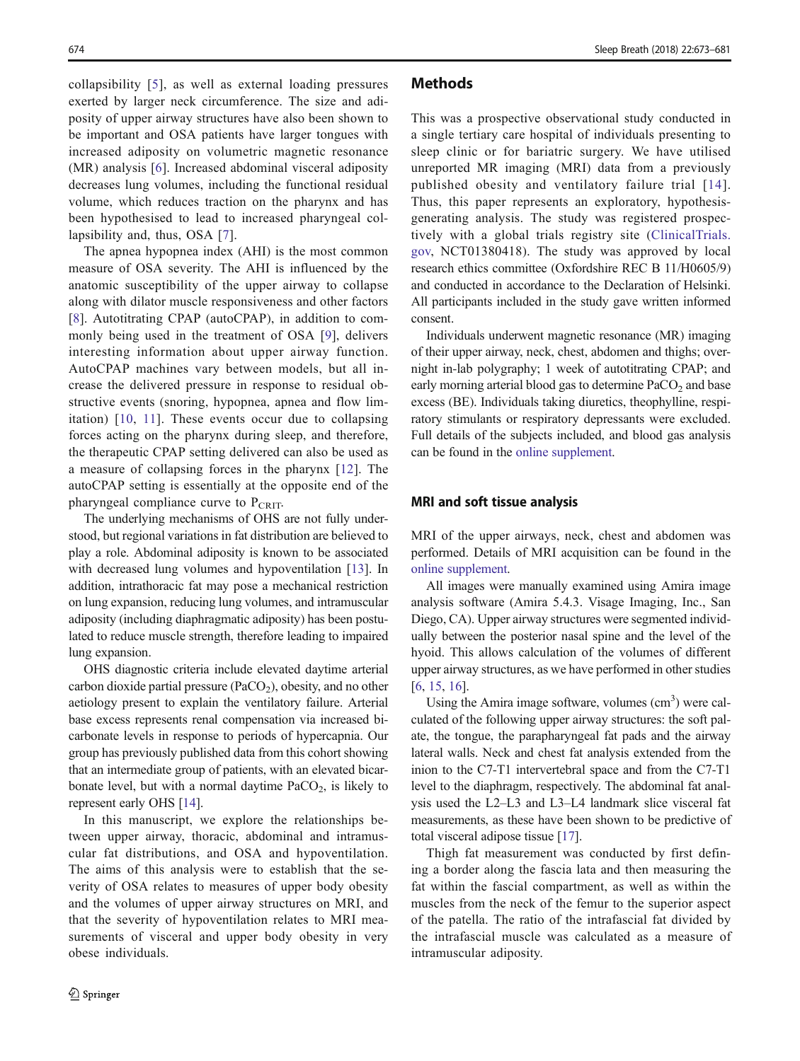collapsibility [5], as well as external loading pressures exerted by larger neck circumference. The size and adiposity of upper airway structures have also been shown to be important and OSA patients have larger tongues with increased adiposity on volumetric magnetic resonance (MR) analysis [6]. Increased abdominal visceral adiposity decreases lung volumes, including the functional residual volume, which reduces traction on the pharynx and has been hypothesised to lead to increased pharyngeal collapsibility and, thus, OSA [7].

The apnea hypopnea index (AHI) is the most common measure of OSA severity. The AHI is influenced by the anatomic susceptibility of the upper airway to collapse along with dilator muscle responsiveness and other factors [8]. Autotitrating CPAP (autoCPAP), in addition to commonly being used in the treatment of OSA [9], delivers interesting information about upper airway function. AutoCPAP machines vary between models, but all increase the delivered pressure in response to residual obstructive events (snoring, hypopnea, apnea and flow limitation) [10, 11]. These events occur due to collapsing forces acting on the pharynx during sleep, and therefore, the therapeutic CPAP setting delivered can also be used as a measure of collapsing forces in the pharynx [12]. The autoCPAP setting is essentially at the opposite end of the pharyngeal compliance curve to $P_{CRIT}$.

The underlying mechanisms of OHS are not fully understood, but regional variations in fat distribution are believed to play a role. Abdominal adiposity is known to be associated with decreased lung volumes and hypoventilation [13]. In addition, intrathoracic fat may pose a mechanical restriction on lung expansion, reducing lung volumes, and intramuscular adiposity (including diaphragmatic adiposity) has been postulated to reduce muscle strength, therefore leading to impaired lung expansion.

OHS diagnostic criteria include elevated daytime arterial carbon dioxide partial pressure ($PaCO_2$), obesity, and no other aetiology present to explain the ventilatory failure. Arterial base excess represents renal compensation via increased bicarbonate levels in response to periods of hypercapnia. Our group has previously published data from this cohort showing that an intermediate group of patients, with an elevated bicarbonate level, but with a normal daytime $PaCO_2$, is likely to represent early OHS [14].

In this manuscript, we explore the relationships between upper airway, thoracic, abdominal and intramuscular fat distributions, and OSA and hypoventilation. The aims of this analysis were to establish that the severity of OSA relates to measures of upper body obesity and the volumes of upper airway structures on MRI, and that the severity of hypoventilation relates to MRI measurements of visceral and upper body obesity in very obese individuals.

## Methods

This was a prospective observational study conducted in a single tertiary care hospital of individuals presenting to sleep clinic or for bariatric surgery. We have utilised unreported MR imaging (MRI) data from a previously published obesity and ventilatory failure trial [14]. Thus, this paper represents an exploratory, hypothesis-generating analysis. The study was registered prospectively with a global trials registry site (ClinicalTrials.gov, NCT01380418). The study was approved by local research ethics committee (Oxfordshire REC B 11/H0605/9) and conducted in accordance to the Declaration of Helsinki. All participants included in the study gave written informed consent.

Individuals underwent magnetic resonance (MR) imaging of their upper airway, neck, chest, abdomen and thighs; overnight in-lab polygraphy; 1 week of autotitrating CPAP; and early morning arterial blood gas to determine $PaCO_2$ and base excess (BE). Individuals taking diuretics, theophylline, respiratory stimulants or respiratory depressants were excluded. Full details of the subjects included, and blood gas analysis can be found in the online supplement.

### MRI and soft tissue analysis

MRI of the upper airways, neck, chest and abdomen was performed. Details of MRI acquisition can be found in the online supplement.

All images were manually examined using Amira image analysis software (Amira 5.4.3. Visage Imaging, Inc., San Diego, CA). Upper airway structures were segmented individually between the posterior nasal spine and the level of the hyoid. This allows calculation of the volumes of different upper airway structures, as we have performed in other studies [6, 15, 16].

Using the Amira image software, volumes ($cm^3$) were calculated of the following upper airway structures: the soft palate, the tongue, the parapharyngeal fat pads and the airway lateral walls. Neck and chest fat analysis extended from the inion to the C7-T1 intervertebral space and from the C7-T1 level to the diaphragm, respectively. The abdominal fat analysis used the L2–L3 and L3–L4 landmark slice visceral fat measurements, as these have been shown to be predictive of total visceral adipose tissue [17].

Thigh fat measurement was conducted by first defining a border along the fascia lata and then measuring the fat within the fascial compartment, as well as within the muscles from the neck of the femur to the superior aspect of the patella. The ratio of the intrafascial fat divided by the intrafascial muscle was calculated as a measure of intramuscular adiposity.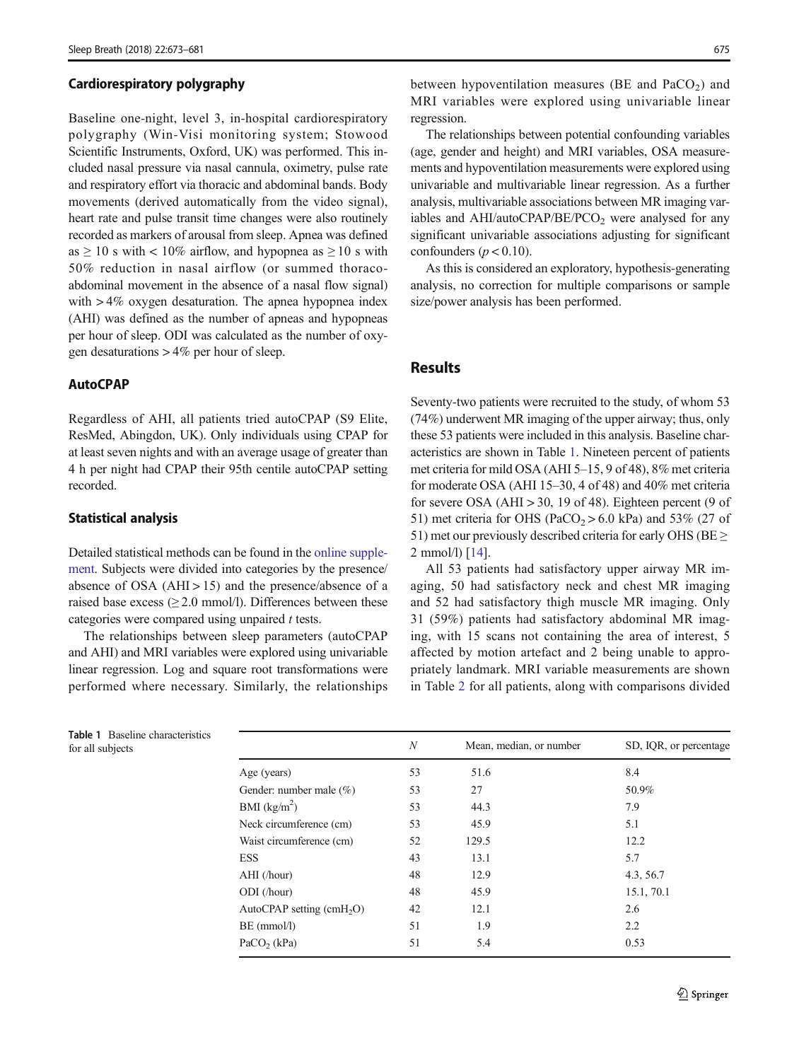### Cardiorespiratory polygraphy

Baseline one-night, level 3, in-hospital cardiorespiratory polygraphy (Win-Visi monitoring system; Stowood Scientific Instruments, Oxford, UK) was performed. This included nasal pressure via nasal cannula, oximetry, pulse rate and respiratory effort via thoracic and abdominal bands. Body movements (derived automatically from the video signal), heart rate and pulse transit time changes were also routinely recorded as markers of arousal from sleep. Apnea was defined as ≥ 10 s with < 10% airflow, and hypopnea as ≥ 10 s with 50% reduction in nasal airflow (or summed thoraco-abdominal movement in the absence of a nasal flow signal) with > 4% oxygen desaturation. The apnea hypopnea index (AHI) was defined as the number of apneas and hypopneas per hour of sleep. ODI was calculated as the number of oxygen desaturations > 4% per hour of sleep.

### AutoCPAP

Regardless of AHI, all patients tried autoCPAP (S9 Elite, ResMed, Abingdon, UK). Only individuals using CPAP for at least seven nights and with an average usage of greater than 4 h per night had CPAP their 95th centile autoCPAP setting recorded.

### Statistical analysis

Detailed statistical methods can be found in the online supplement. Subjects were divided into categories by the presence/absence of OSA (AHI > 15) and the presence/absence of a raised base excess (≥ 2.0 mmol/l). Differences between these categories were compared using unpaired *t* tests.

The relationships between sleep parameters (autoCPAP and AHI) and MRI variables were explored using univariable linear regression. Log and square root transformations were performed where necessary. Similarly, the relationships between hypoventilation measures (BE and $PaCO_2$) and MRI variables were explored using univariable linear regression.

The relationships between potential confounding variables (age, gender and height) and MRI variables, OSA measurements and hypoventilation measurements were explored using univariable and multivariable linear regression. As a further analysis, multivariable associations between MR imaging variables and AHI/autoCPAP/BE/$PCO_2$ were analysed for any significant univariable associations adjusting for significant confounders ($p < 0.10$).

As this is considered an exploratory, hypothesis-generating analysis, no correction for multiple comparisons or sample size/power analysis has been performed.

## Results

Seventy-two patients were recruited to the study, of whom 53 (74%) underwent MR imaging of the upper airway; thus, only these 53 patients were included in this analysis. Baseline characteristics are shown in Table 1. Nineteen percent of patients met criteria for mild OSA (AHI 5–15, 9 of 48), 8% met criteria for moderate OSA (AHI 15–30, 4 of 48) and 40% met criteria for severe OSA (AHI > 30, 19 of 48). Eighteen percent (9 of 51) met criteria for OHS ($PaCO_2$ > 6.0 kPa) and 53% (27 of 51) met our previously described criteria for early OHS (BE ≥ 2 mmol/l) [14].

All 53 patients had satisfactory upper airway MR imaging, 50 had satisfactory neck and chest MR imaging and 52 had satisfactory thigh muscle MR imaging. Only 31 (59%) patients had satisfactory abdominal MR imaging, with 15 scans not containing the area of interest, 5 affected by motion artefact and 2 being unable to appropriately landmark. MRI variable measurements are shown in Table 2 for all patients, along with comparisons divided

**Table 1** Baseline characteristics for all subjects

| | *N* | Mean, median, or number | SD, IQR, or percentage |
|---|---|---|---|
| Age (years) | 53 | 51.6 | 8.4 |
| Gender: number male (%) | 53 | 27 | 50.9% |
| BMI (kg/m$^2$) | 53 | 44.3 | 7.9 |
| Neck circumference (cm) | 53 | 45.9 | 5.1 |
| Waist circumference (cm) | 52 | 129.5 | 12.2 |
| ESS | 43 | 13.1 | 5.7 |
| AHI (/hour) | 48 | 12.9 | 4.3, 56.7 |
| ODI (/hour) | 48 | 45.9 | 15.1, 70.1 |
| AutoCPAP setting (cm$H_2O$) | 42 | 12.1 | 2.6 |
| BE (mmol/l) | 51 | 1.9 | 2.2 |
| $PaCO_2$ (kPa) | 51 | 5.4 | 0.53 |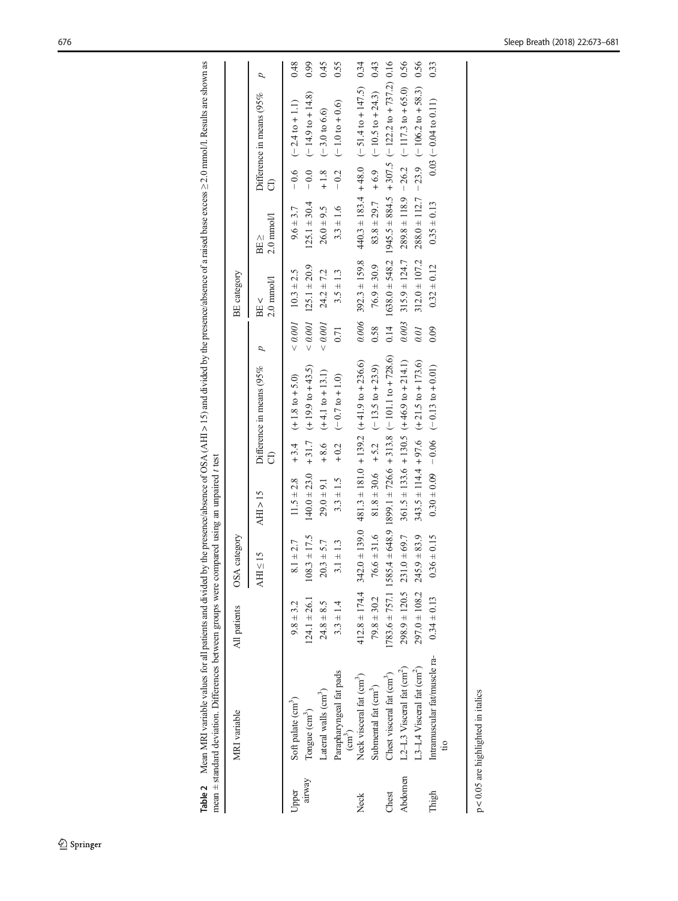**Table 2** Mean MRI variable values for all patients and divided by the presence/absence of OSA (AHI > 15) and divided by the presence/absence of a raised base excess ≥2.0 mmol/l. Results are shown as mean ± standard deviation. Differences between groups were compared using an unpaired *t* test

| | MRI variable | All patients | OSA category | | | | | BE category | | | | |
|---|---|---|---|---|---|---|---|---|---|---|---|---|
| | | | AHI ≤ 15 | AHI > 15 | Difference in means (95% CI) | | *p* | BE < 2.0 mmol/l | BE ≥ 2.0 mmol/l | Difference in means (95% CI) | | *p* |
| Upper airway | Soft palate (cm$^3$) | 9.8 ± 3.2 | 8.1 ± 2.7 | 11.5 ± 2.8 | + 3.4 | (+ 1.8 to + 5.0) | *< 0.001* | 10.3 ± 2.5 | 9.6 ± 3.7 | − 0.6 | (− 2.4 to + 1.1) | 0.48 |
| | Tongue (cm$^3$) | 124.1 ± 26.1 | 108.3 ± 17.5 | 140.0 ± 23.0 | + 31.7 | (+ 19.9 to + 43.5) | *< 0.001* | 125.1 ± 20.9 | 125.1 ± 30.4 | − 0.0 | (− 14.9 to + 14.8) | 0.99 |
| | Lateral walls (cm$^3$) | 24.8 ± 8.5 | 20.3 ± 5.7 | 29.0 ± 9.1 | + 8.6 | (+ 4.1 to + 13.1) | *< 0.001* | 24.2 ± 7.2 | 26.0 ± 9.5 | + 1.8 | (− 3.0 to 6.6) | 0.45 |
| | Parapharyngeal fat pads (cm$^3$) | 3.3 ± 1.4 | 3.1 ± 1.3 | 3.3 ± 1.5 | + 0.2 | (− 0.7 to + 1.0) | 0.71 | 3.5 ± 1.3 | 3.3 ± 1.6 | − 0.2 | (− 1.0 to + 0.6) | 0.55 |
| Neck | Neck visceral fat (cm$^3$) | 412.8 ± 174.4 | 342.0 ± 139.0 | 481.3 ± 181.0 | + 139.2 | (+ 41.9 to + 236.6) | *0.006* | 392.3 ± 159.8 | 440.3 ± 183.4 | + 48.0 | (− 51.4 to + 147.5) | 0.34 |
| | Submental fat (cm$^3$) | 79.8 ± 30.2 | 76.6 ± 31.6 | 81.8 ± 30.6 | + 5.2 | (− 13.5 to + 23.9) | 0.58 | 76.9 ± 30.9 | 83.8 ± 29.7 | + 6.9 | (− 10.5 to + 24.3) | 0.43 |
| Chest | Chest visceral fat (cm$^3$) | 1783.6 ± 757.1 | 1585.4 ± 648.9 | 1899.1 ± 726.6 | + 313.8 | (− 101.1 to + 728.6) | 0.14 | 1638.0 ± 548.2 | 1945.5 ± 884.5 | + 307.5 | (− 122.2 to + 737.2) | 0.16 |
| Abdomen | L2–L3 Visceral fat (cm$^2$) | 298.9 ± 120.5 | 231.0 ± 69.7 | 361.5 ± 133.6 | + 130.5 | (+ 46.9 to + 214.1) | *0.003* | 315.9 ± 124.7 | 289.8 ± 118.9 | − 26.2 | (− 117.3 to + 65.0) | 0.56 |
| | L3–L4 Visceral fat (cm$^2$) | 297.0 ± 108.2 | 245.9 ± 83.9 | 343.5 ± 114.4 | + 97.6 | (+ 21.5 to + 173.6) | *0.01* | 312.0 ± 107.2 | 288.0 ± 112.7 | − 23.9 | (− 106.2 to + 58.3) | 0.56 |
| Thigh | Intramuscular fat/muscle ratio | 0.34 ± 0.13 | 0.36 ± 0.15 | 0.30 ± 0.09 | − 0.06 | (− 0.13 to + 0.01) | 0.09 | 0.32 ± 0.12 | 0.35 ± 0.13 | 0.03 | (− 0.04 to 0.11) | 0.33 |

$p < 0.05$ are highlighted in italics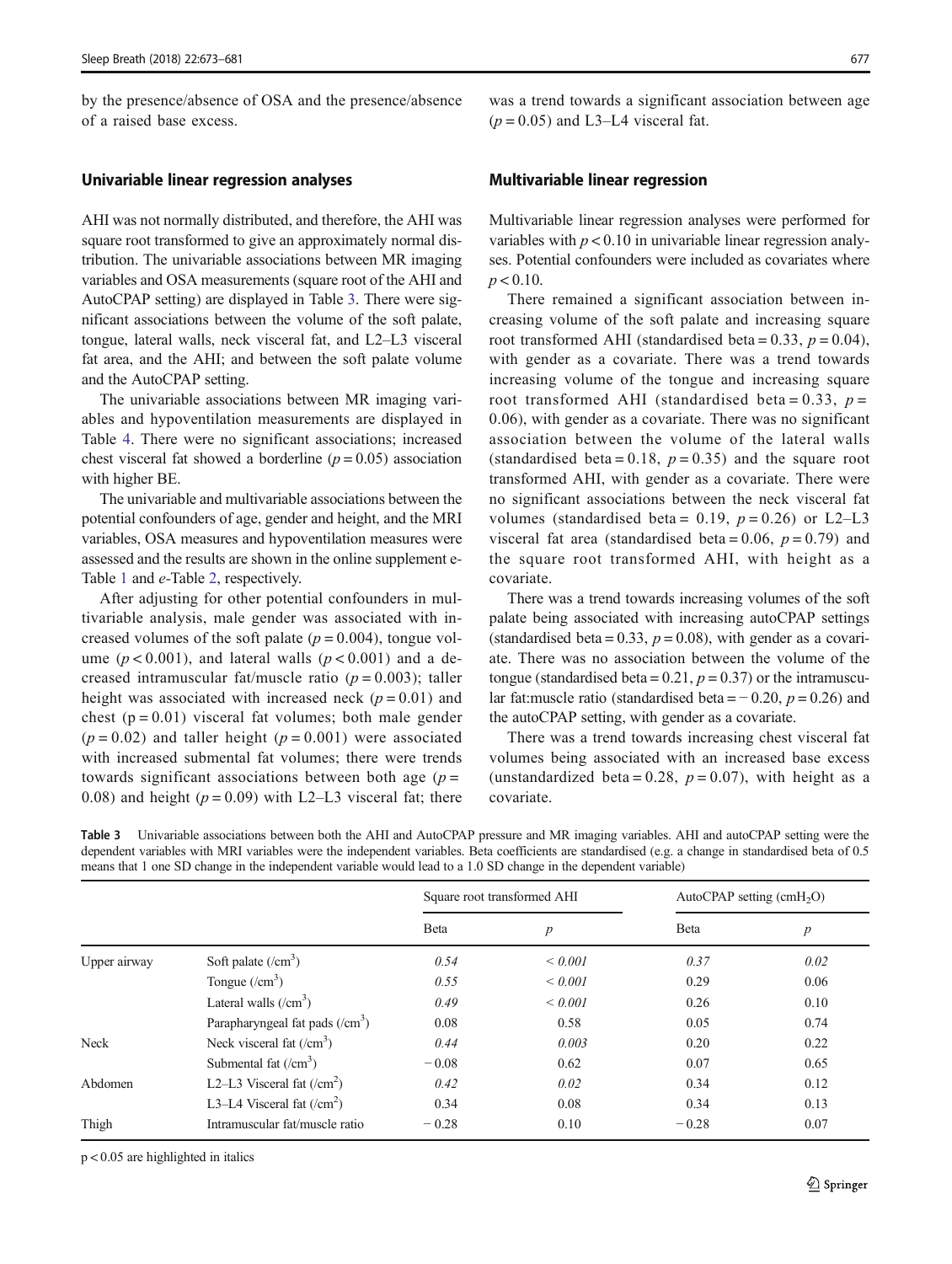by the presence/absence of OSA and the presence/absence of a raised base excess.

### Univariable linear regression analyses

AHI was not normally distributed, and therefore, the AHI was square root transformed to give an approximately normal distribution. The univariable associations between MR imaging variables and OSA measurements (square root of the AHI and AutoCPAP setting) are displayed in Table 3. There were significant associations between the volume of the soft palate, tongue, lateral walls, neck visceral fat, and L2–L3 visceral fat area, and the AHI; and between the soft palate volume and the AutoCPAP setting.

The univariable associations between MR imaging variables and hypoventilation measurements are displayed in Table 4. There were no significant associations; increased chest visceral fat showed a borderline ($p = 0.05$) association with higher BE.

The univariable and multivariable associations between the potential confounders of age, gender and height, and the MRI variables, OSA measures and hypoventilation measures were assessed and the results are shown in the online supplement e-Table 1 and *e*-Table 2, respectively.

After adjusting for other potential confounders in multivariable analysis, male gender was associated with increased volumes of the soft palate ($p = 0.004$), tongue volume ($p < 0.001$), and lateral walls ($p < 0.001$) and a decreased intramuscular fat/muscle ratio ($p = 0.003$); taller height was associated with increased neck ($p = 0.01$) and chest ($p = 0.01$) visceral fat volumes; both male gender ($p = 0.02$) and taller height ($p = 0.001$) were associated with increased submental fat volumes; there were trends towards significant associations between both age ($p = 0.08$) and height ($p = 0.09$) with L2–L3 visceral fat; there was a trend towards a significant association between age ($p = 0.05$) and L3–L4 visceral fat.

### Multivariable linear regression

Multivariable linear regression analyses were performed for variables with $p < 0.10$ in univariable linear regression analyses. Potential confounders were included as covariates where $p < 0.10$.

There remained a significant association between increasing volume of the soft palate and increasing square root transformed AHI (standardised beta = 0.33, $p = 0.04$), with gender as a covariate. There was a trend towards increasing volume of the tongue and increasing square root transformed AHI (standardised beta = 0.33, $p = 0.06$), with gender as a covariate. There was no significant association between the volume of the lateral walls (standardised beta = 0.18, $p = 0.35$) and the square root transformed AHI, with gender as a covariate. There were no significant associations between the neck visceral fat volumes (standardised beta = 0.19, $p = 0.26$) or L2–L3 visceral fat area (standardised beta = 0.06, $p = 0.79$) and the square root transformed AHI, with height as a covariate.

There was a trend towards increasing volumes of the soft palate being associated with increasing autoCPAP settings (standardised beta = 0.33, $p = 0.08$), with gender as a covariate. There was no association between the volume of the tongue (standardised beta = 0.21, $p = 0.37$) or the intramuscular fat:muscle ratio (standardised beta = − 0.20, $p = 0.26$) and the autoCPAP setting, with gender as a covariate.

There was a trend towards increasing chest visceral fat volumes being associated with an increased base excess (unstandardized beta = 0.28, $p = 0.07$), with height as a covariate.

**Table 3** Univariable associations between both the AHI and AutoCPAP pressure and MR imaging variables. AHI and autoCPAP setting were the dependent variables with MRI variables were the independent variables. Beta coefficients are standardised (e.g. a change in standardised beta of 0.5 means that 1 one SD change in the independent variable would lead to a 1.0 SD change in the dependent variable)

| | | Square root transformed AHI | | AutoCPAP setting ($cmH_2O$) | |
|---|---|---|---|---|---|
| | | Beta | *p* | Beta | *p* |
| Upper airway | Soft palate ($/cm^3$) | *0.54* | *< 0.001* | *0.37* | *0.02* |
| | Tongue ($/cm^3$) | *0.55* | *< 0.001* | 0.29 | 0.06 |
| | Lateral walls ($/cm^3$) | *0.49* | *< 0.001* | 0.26 | 0.10 |
| | Parapharyngeal fat pads ($/cm^3$) | 0.08 | 0.58 | 0.05 | 0.74 |
| Neck | Neck visceral fat ($/cm^3$) | *0.44* | *0.003* | 0.20 | 0.22 |
| | Submental fat ($/cm^3$) | − 0.08 | 0.62 | 0.07 | 0.65 |
| Abdomen | L2–L3 Visceral fat ($/cm^2$) | *0.42* | *0.02* | 0.34 | 0.12 |
| | L3–L4 Visceral fat ($/cm^2$) | 0.34 | 0.08 | 0.34 | 0.13 |
| Thigh | Intramuscular fat/muscle ratio | − 0.28 | 0.10 | − 0.28 | 0.07 |

$p < 0.05$ are highlighted in italics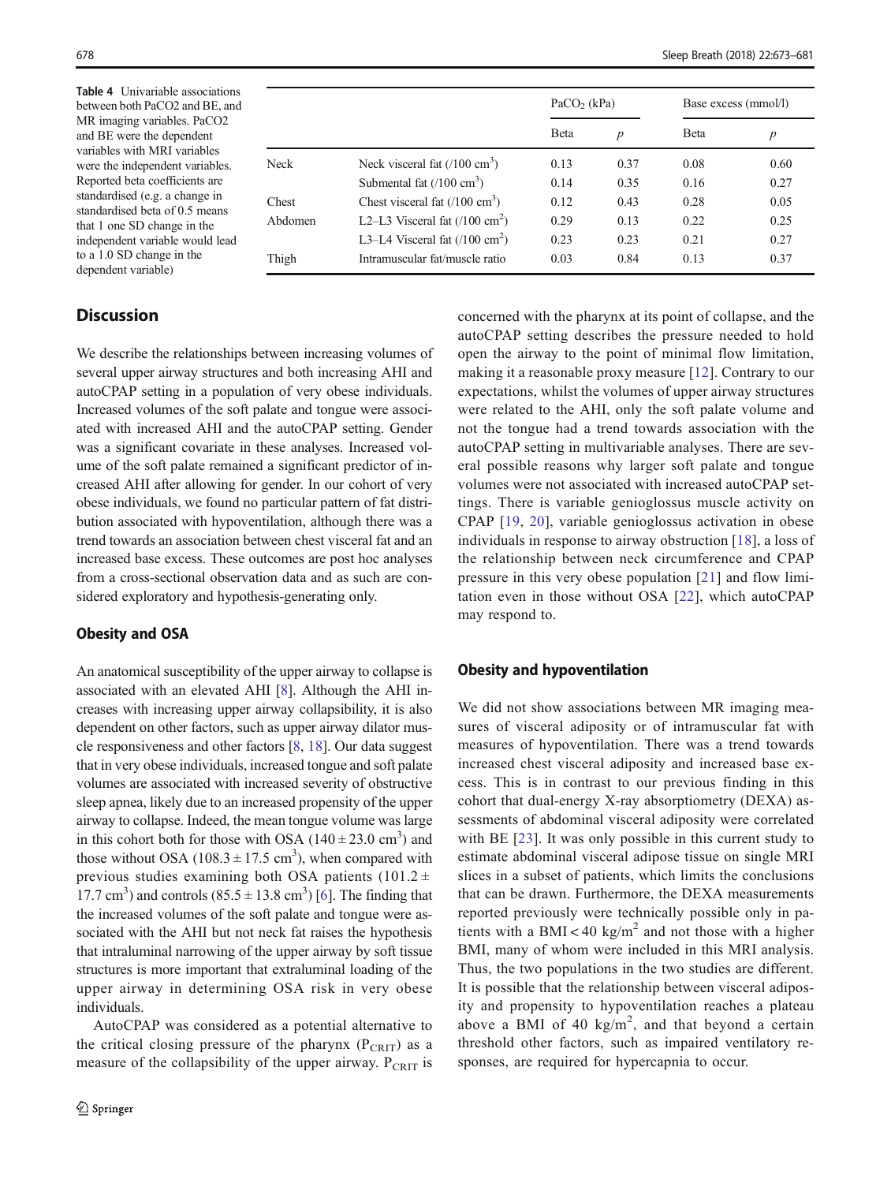**Table 4** Univariable associations between both $PaCO_2$ and BE, and MR imaging variables. $PaCO_2$ and BE were the dependent variables with MRI variables were the independent variables. Reported beta coefficients are standardised (e.g. a change in standardised beta of 0.5 means that 1 one SD change in the independent variable would lead to a 1.0 SD change in the dependent variable)

| | | $PaCO_2$ (kPa) | | Base excess (mmol/l) | |
|---|---|---|---|---|---|
| | | Beta | *p* | Beta | *p* |
| Neck | Neck visceral fat (/100 $cm^3$) | 0.13 | 0.37 | 0.08 | 0.60 |
| | Submental fat (/100 $cm^3$) | 0.14 | 0.35 | 0.16 | 0.27 |
| Chest | Chest visceral fat (/100 $cm^3$) | 0.12 | 0.43 | 0.28 | 0.05 |
| Abdomen | L2–L3 Visceral fat (/100 $cm^2$) | 0.29 | 0.13 | 0.22 | 0.25 |
| | L3–L4 Visceral fat (/100 $cm^2$) | 0.23 | 0.23 | 0.21 | 0.27 |
| Thigh | Intramuscular fat/muscle ratio | 0.03 | 0.84 | 0.13 | 0.37 |

## Discussion

We describe the relationships between increasing volumes of several upper airway structures and both increasing AHI and autoCPAP setting in a population of very obese individuals. Increased volumes of the soft palate and tongue were associated with increased AHI and the autoCPAP setting. Gender was a significant covariate in these analyses. Increased volume of the soft palate remained a significant predictor of increased AHI after allowing for gender. In our cohort of very obese individuals, we found no particular pattern of fat distribution associated with hypoventilation, although there was a trend towards an association between chest visceral fat and an increased base excess. These outcomes are post hoc analyses from a cross-sectional observation data and as such are considered exploratory and hypothesis-generating only.

### Obesity and OSA

An anatomical susceptibility of the upper airway to collapse is associated with an elevated AHI [8]. Although the AHI increases with increasing upper airway collapsibility, it is also dependent on other factors, such as upper airway dilator muscle responsiveness and other factors [8, 18]. Our data suggest that in very obese individuals, increased tongue and soft palate volumes are associated with increased severity of obstructive sleep apnea, likely due to an increased propensity of the upper airway to collapse. Indeed, the mean tongue volume was large in this cohort both for those with OSA ($140 \pm 23.0$ $cm^3$) and those without OSA ($108.3 \pm 17.5$ $cm^3$), when compared with previous studies examining both OSA patients ($101.2 \pm 17.7$ $cm^3$) and controls ($85.5 \pm 13.8$ $cm^3$) [6]. The finding that the increased volumes of the soft palate and tongue were associated with the AHI but not neck fat raises the hypothesis that intraluminal narrowing of the upper airway by soft tissue structures is more important that extraluminal loading of the upper airway in determining OSA risk in very obese individuals.

AutoCPAP was considered as a potential alternative to the critical closing pressure of the pharynx ($P_{CRIT}$) as a measure of the collapsibility of the upper airway. $P_{CRIT}$ is concerned with the pharynx at its point of collapse, and the autoCPAP setting describes the pressure needed to hold open the airway to the point of minimal flow limitation, making it a reasonable proxy measure [12]. Contrary to our expectations, whilst the volumes of upper airway structures were related to the AHI, only the soft palate volume and not the tongue had a trend towards association with the autoCPAP setting in multivariable analyses. There are several possible reasons why larger soft palate and tongue volumes were not associated with increased autoCPAP settings. There is variable genioglossus muscle activity on CPAP [19, 20], variable genioglossus activation in obese individuals in response to airway obstruction [18], a loss of the relationship between neck circumference and CPAP pressure in this very obese population [21] and flow limitation even in those without OSA [22], which autoCPAP may respond to.

### Obesity and hypoventilation

We did not show associations between MR imaging measures of visceral adiposity or of intramuscular fat with measures of hypoventilation. There was a trend towards increased chest visceral adiposity and increased base excess. This is in contrast to our previous finding in this cohort that dual-energy X-ray absorptiometry (DEXA) assessments of abdominal visceral adiposity were correlated with BE [23]. It was only possible in this current study to estimate abdominal visceral adipose tissue on single MRI slices in a subset of patients, which limits the conclusions that can be drawn. Furthermore, the DEXA measurements reported previously were technically possible only in patients with a BMI < 40 $kg/m^2$ and not those with a higher BMI, many of whom were included in this MRI analysis. Thus, the two populations in the two studies are different. It is possible that the relationship between visceral adiposity and propensity to hypoventilation reaches a plateau above a BMI of 40 $kg/m^2$, and that beyond a certain threshold other factors, such as impaired ventilatory responses, are required for hypercapnia to occur.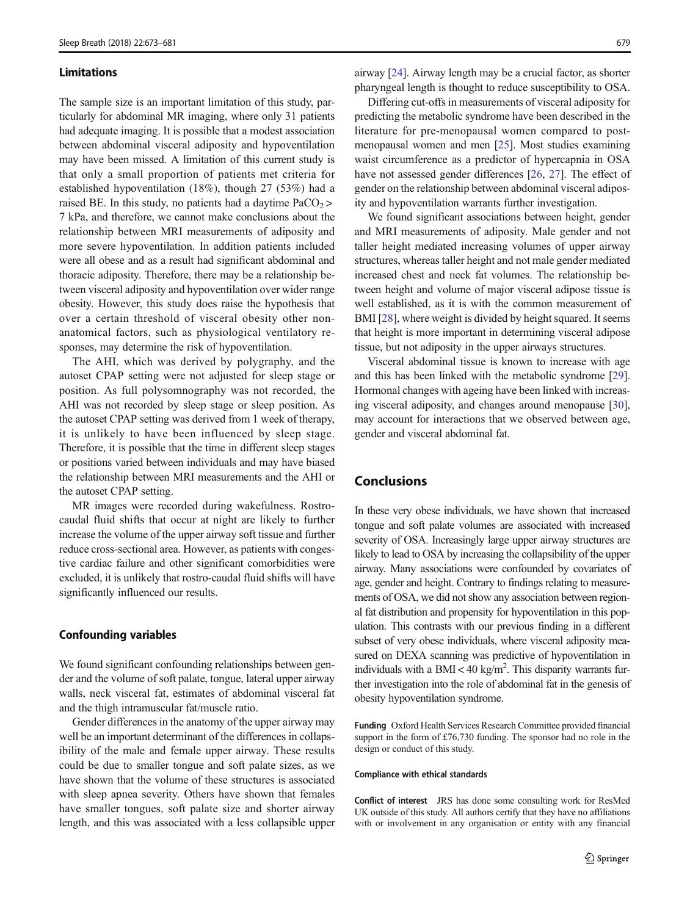### Limitations

The sample size is an important limitation of this study, particularly for abdominal MR imaging, where only 31 patients had adequate imaging. It is possible that a modest association between abdominal visceral adiposity and hypoventilation may have been missed. A limitation of this current study is that only a small proportion of patients met criteria for established hypoventilation (18%), though 27 (53%) had a raised BE. In this study, no patients had a daytime $PaCO_2 > 7$ kPa, and therefore, we cannot make conclusions about the relationship between MRI measurements of adiposity and more severe hypoventilation. In addition patients included were all obese and as a result had significant abdominal and thoracic adiposity. Therefore, there may be a relationship between visceral adiposity and hypoventilation over wider range obesity. However, this study does raise the hypothesis that over a certain threshold of visceral obesity other non-anatomical factors, such as physiological ventilatory responses, may determine the risk of hypoventilation.

The AHI, which was derived by polygraphy, and the autoset CPAP setting were not adjusted for sleep stage or position. As full polysomnography was not recorded, the AHI was not recorded by sleep stage or sleep position. As the autoset CPAP setting was derived from 1 week of therapy, it is unlikely to have been influenced by sleep stage. Therefore, it is possible that the time in different sleep stages or positions varied between individuals and may have biased the relationship between MRI measurements and the AHI or the autoset CPAP setting.

MR images were recorded during wakefulness. Rostro-caudal fluid shifts that occur at night are likely to further increase the volume of the upper airway soft tissue and further reduce cross-sectional area. However, as patients with congestive cardiac failure and other significant comorbidities were excluded, it is unlikely that rostro-caudal fluid shifts will have significantly influenced our results.

### Confounding variables

We found significant confounding relationships between gender and the volume of soft palate, tongue, lateral upper airway walls, neck visceral fat, estimates of abdominal visceral fat and the thigh intramuscular fat/muscle ratio.

Gender differences in the anatomy of the upper airway may well be an important determinant of the differences in collapsibility of the male and female upper airway. These results could be due to smaller tongue and soft palate sizes, as we have shown that the volume of these structures is associated with sleep apnea severity. Others have shown that females have smaller tongues, soft palate size and shorter airway length, and this was associated with a less collapsible upper airway [24]. Airway length may be a crucial factor, as shorter pharyngeal length is thought to reduce susceptibility to OSA.

Differing cut-offs in measurements of visceral adiposity for predicting the metabolic syndrome have been described in the literature for pre-menopausal women compared to post-menopausal women and men [25]. Most studies examining waist circumference as a predictor of hypercapnia in OSA have not assessed gender differences [26, 27]. The effect of gender on the relationship between abdominal visceral adiposity and hypoventilation warrants further investigation.

We found significant associations between height, gender and MRI measurements of adiposity. Male gender and not taller height mediated increasing volumes of upper airway structures, whereas taller height and not male gender mediated increased chest and neck fat volumes. The relationship between height and volume of major visceral adipose tissue is well established, as it is with the common measurement of BMI [28], where weight is divided by height squared. It seems that height is more important in determining visceral adipose tissue, but not adiposity in the upper airways structures.

Visceral abdominal tissue is known to increase with age and this has been linked with the metabolic syndrome [29]. Hormonal changes with ageing have been linked with increasing visceral adiposity, and changes around menopause [30], may account for interactions that we observed between age, gender and visceral abdominal fat.

## Conclusions

In these very obese individuals, we have shown that increased tongue and soft palate volumes are associated with increased severity of OSA. Increasingly large upper airway structures are likely to lead to OSA by increasing the collapsibility of the upper airway. Many associations were confounded by covariates of age, gender and height. Contrary to findings relating to measurements of OSA, we did not show any association between regional fat distribution and propensity for hypoventilation in this population. This contrasts with our previous finding in a different subset of very obese individuals, where visceral adiposity measured on DEXA scanning was predictive of hypoventilation in individuals with a BMI < 40 kg/m$^2$. This disparity warrants further investigation into the role of abdominal fat in the genesis of obesity hypoventilation syndrome.

**Funding** Oxford Health Services Research Committee provided financial support in the form of £76,730 funding. The sponsor had no role in the design or conduct of this study.

#### Compliance with ethical standards

**Conflict of interest** JRS has done some consulting work for ResMed UK outside of this study. All authors certify that they have no affiliations with or involvement in any organisation or entity with any financial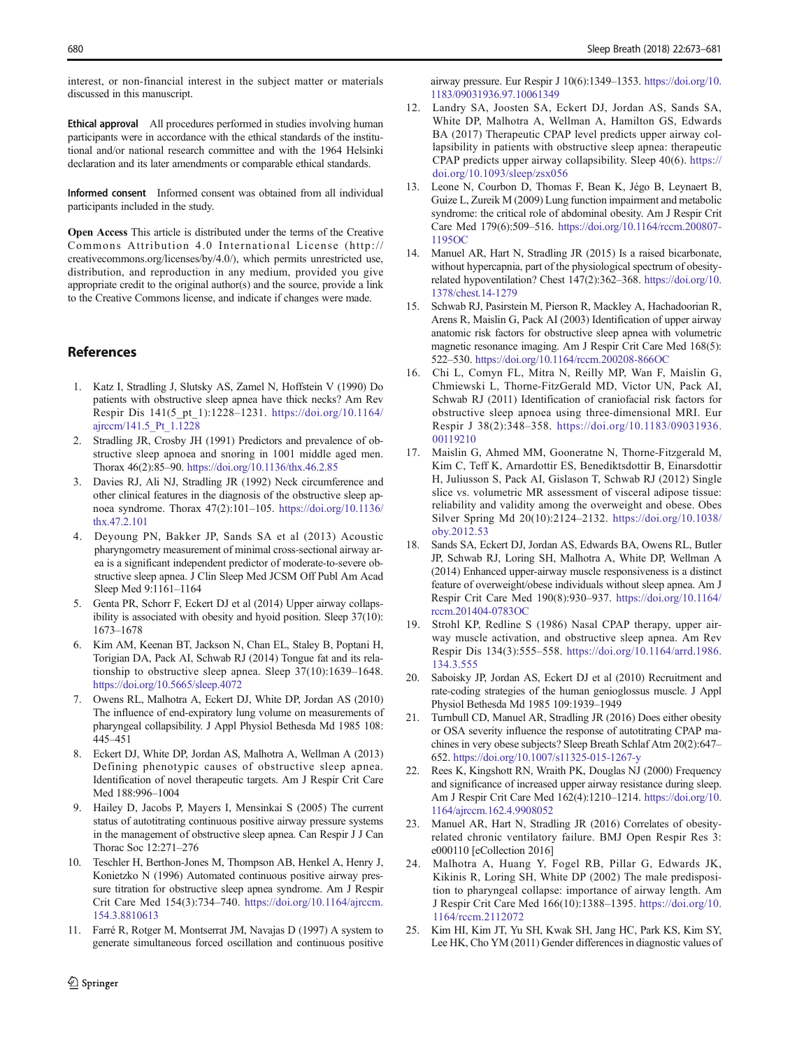interest, or non-financial interest in the subject matter or materials discussed in this manuscript.

**Ethical approval** All procedures performed in studies involving human participants were in accordance with the ethical standards of the institutional and/or national research committee and with the 1964 Helsinki declaration and its later amendments or comparable ethical standards.

**Informed consent** Informed consent was obtained from all individual participants included in the study.

**Open Access** This article is distributed under the terms of the Creative Commons Attribution 4.0 International License (http://creativecommons.org/licenses/by/4.0/), which permits unrestricted use, distribution, and reproduction in any medium, provided you give appropriate credit to the original author(s) and the source, provide a link to the Creative Commons license, and indicate if changes were made.

## References

1. Katz I, Stradling J, Slutsky AS, Zamel N, Hoffstein V (1990) Do patients with obstructive sleep apnea have thick necks? Am Rev Respir Dis 141(5_pt_1):1228–1231. https://doi.org/10.1164/ajrccm/141.5_Pt_1.1228
2. Stradling JR, Crosby JH (1991) Predictors and prevalence of obstructive sleep apnoea and snoring in 1001 middle aged men. Thorax 46(2):85–90. https://doi.org/10.1136/thx.46.2.85
3. Davies RJ, Ali NJ, Stradling JR (1992) Neck circumference and other clinical features in the diagnosis of the obstructive sleep apnoea syndrome. Thorax 47(2):101–105. https://doi.org/10.1136/thx.47.2.101
4. Deyoung PN, Bakker JP, Sands SA et al (2013) Acoustic pharyngometry measurement of minimal cross-sectional airway area is a significant independent predictor of moderate-to-severe obstructive sleep apnea. J Clin Sleep Med JCSM Off Publ Am Acad Sleep Med 9:1161–1164
5. Genta PR, Schorr F, Eckert DJ et al (2014) Upper airway collapsibility is associated with obesity and hyoid position. Sleep 37(10):1673–1678
6. Kim AM, Keenan BT, Jackson N, Chan EL, Staley B, Poptani H, Torigian DA, Pack AI, Schwab RJ (2014) Tongue fat and its relationship to obstructive sleep apnea. Sleep 37(10):1639–1648. https://doi.org/10.5665/sleep.4072
7. Owens RL, Malhotra A, Eckert DJ, White DP, Jordan AS (2010) The influence of end-expiratory lung volume on measurements of pharyngeal collapsibility. J Appl Physiol Bethesda Md 1985 108:445–451
8. Eckert DJ, White DP, Jordan AS, Malhotra A, Wellman A (2013) Defining phenotypic causes of obstructive sleep apnea. Identification of novel therapeutic targets. Am J Respir Crit Care Med 188:996–1004
9. Hailey D, Jacobs P, Mayers I, Mensinkai S (2005) The current status of autotitrating continuous positive airway pressure systems in the management of obstructive sleep apnea. Can Respir J J Can Thorac Soc 12:271–276
10. Teschler H, Berthon-Jones M, Thompson AB, Henkel A, Henry J, Konietzko N (1996) Automated continuous positive airway pressure titration for obstructive sleep apnea syndrome. Am J Respir Crit Care Med 154(3):734–740. https://doi.org/10.1164/ajrccm.154.3.8810613
11. Farré R, Rotger M, Montserrat JM, Navajas D (1997) A system to generate simultaneous forced oscillation and continuous positive airway pressure. Eur Respir J 10(6):1349–1353. https://doi.org/10.1183/09031936.97.10061349
12. Landry SA, Joosten SA, Eckert DJ, Jordan AS, Sands SA, White DP, Malhotra A, Wellman A, Hamilton GS, Edwards BA (2017) Therapeutic CPAP level predicts upper airway collapsibility in patients with obstructive sleep apnea: therapeutic CPAP predicts upper airway collapsibility. Sleep 40(6). https://doi.org/10.1093/sleep/zsx056
13. Leone N, Courbon D, Thomas F, Bean K, Jégo B, Leynaert B, Guize L, Zureik M (2009) Lung function impairment and metabolic syndrome: the critical role of abdominal obesity. Am J Respir Crit Care Med 179(6):509–516. https://doi.org/10.1164/rccm.200807-1195OC
14. Manuel AR, Hart N, Stradling JR (2015) Is a raised bicarbonate, without hypercapnia, part of the physiological spectrum of obesity-related hypoventilation? Chest 147(2):362–368. https://doi.org/10.1378/chest.14-1279
15. Schwab RJ, Pasirstein M, Pierson R, Mackley A, Hachadoorian R, Arens R, Maislin G, Pack AI (2003) Identification of upper airway anatomic risk factors for obstructive sleep apnea with volumetric magnetic resonance imaging. Am J Respir Crit Care Med 168(5):522–530. https://doi.org/10.1164/rccm.200208-866OC
16. Chi L, Comyn FL, Mitra N, Reilly MP, Wan F, Maislin G, Chmiewski L, Thorne-FitzGerald MD, Victor UN, Pack AI, Schwab RJ (2011) Identification of craniofacial risk factors for obstructive sleep apnoea using three-dimensional MRI. Eur Respir J 38(2):348–358. https://doi.org/10.1183/09031936.00119210
17. Maislin G, Ahmed MM, Gooneratne N, Thorne-Fitzgerald M, Kim C, Teff K, Arnardottir ES, Benediktsdottir B, Einarsdottir H, Juliusson S, Pack AI, Gislason T, Schwab RJ (2012) Single slice vs. volumetric MR assessment of visceral adipose tissue: reliability and validity among the overweight and obese. Obes Silver Spring Md 20(10):2124–2132. https://doi.org/10.1038/oby.2012.53
18. Sands SA, Eckert DJ, Jordan AS, Edwards BA, Owens RL, Butler JP, Schwab RJ, Loring SH, Malhotra A, White DP, Wellman A (2014) Enhanced upper-airway muscle responsiveness is a distinct feature of overweight/obese individuals without sleep apnea. Am J Respir Crit Care Med 190(8):930–937. https://doi.org/10.1164/rccm.201404-0783OC
19. Strohl KP, Redline S (1986) Nasal CPAP therapy, upper airway muscle activation, and obstructive sleep apnea. Am Rev Respir Dis 134(3):555–558. https://doi.org/10.1164/arrd.1986.134.3.555
20. Saboisky JP, Jordan AS, Eckert DJ et al (2010) Recruitment and rate-coding strategies of the human genioglossus muscle. J Appl Physiol Bethesda Md 1985 109:1939–1949
21. Turnbull CD, Manuel AR, Stradling JR (2016) Does either obesity or OSA severity influence the response of autotitrating CPAP machines in very obese subjects? Sleep Breath Schlaf Atm 20(2):647–652. https://doi.org/10.1007/s11325-015-1267-y
22. Rees K, Kingshott RN, Wraith PK, Douglas NJ (2000) Frequency and significance of increased upper airway resistance during sleep. Am J Respir Crit Care Med 162(4):1210–1214. https://doi.org/10.1164/ajrccm.162.4.9908052
23. Manuel AR, Hart N, Stradling JR (2016) Correlates of obesity-related chronic ventilatory failure. BMJ Open Respir Res 3: e000110 [eCollection 2016]
24. Malhotra A, Huang Y, Fogel RB, Pillar G, Edwards JK, Kikinis R, Loring SH, White DP (2002) The male predisposition to pharyngeal collapse: importance of airway length. Am J Respir Crit Care Med 166(10):1388–1395. https://doi.org/10.1164/rccm.2112072
25. Kim HI, Kim JT, Yu SH, Kwak SH, Jang HC, Park KS, Kim SY, Lee HK, Cho YM (2011) Gender differences in diagnostic values of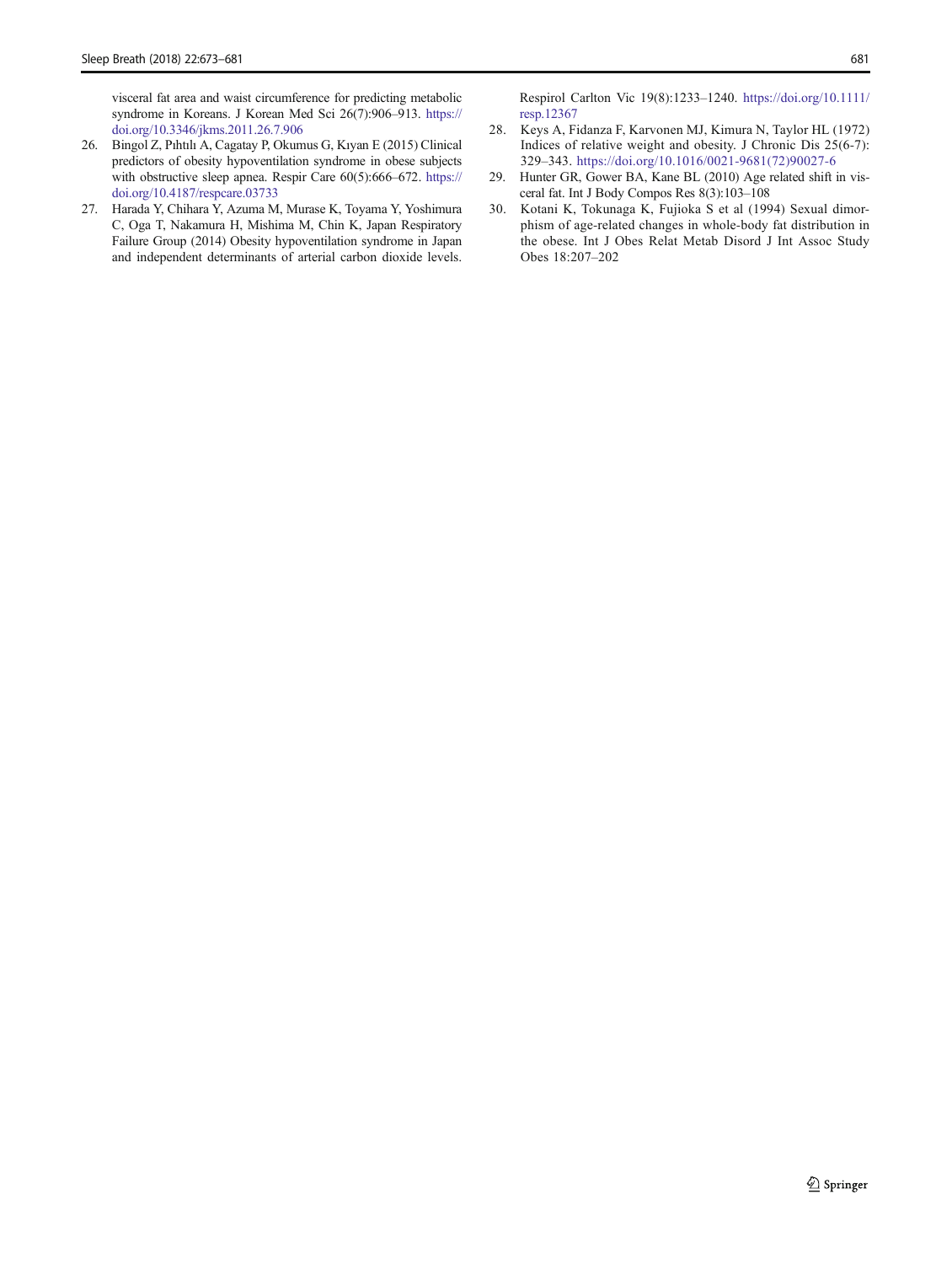visceral fat area and waist circumference for predicting metabolic syndrome in Koreans. J Korean Med Sci 26(7):906–913. https://doi.org/10.3346/jkms.2011.26.7.906

26. Bingol Z, Pıhtılı A, Cagatay P, Okumus G, Kıyan E (2015) Clinical predictors of obesity hypoventilation syndrome in obese subjects with obstructive sleep apnea. Respir Care 60(5):666–672. https://doi.org/10.4187/respcare.03733
27. Harada Y, Chihara Y, Azuma M, Murase K, Toyama Y, Yoshimura C, Oga T, Nakamura H, Mishima M, Chin K, Japan Respiratory Failure Group (2014) Obesity hypoventilation syndrome in Japan and independent determinants of arterial carbon dioxide levels. Respirol Carlton Vic 19(8):1233–1240. https://doi.org/10.1111/resp.12367
28. Keys A, Fidanza F, Karvonen MJ, Kimura N, Taylor HL (1972) Indices of relative weight and obesity. J Chronic Dis 25(6-7): 329–343. https://doi.org/10.1016/0021-9681(72)90027-6
29. Hunter GR, Gower BA, Kane BL (2010) Age related shift in visceral fat. Int J Body Compos Res 8(3):103–108
30. Kotani K, Tokunaga K, Fujioka S et al (1994) Sexual dimorphism of age-related changes in whole-body fat distribution in the obese. Int J Obes Relat Metab Disord J Int Assoc Study Obes 18:207–202